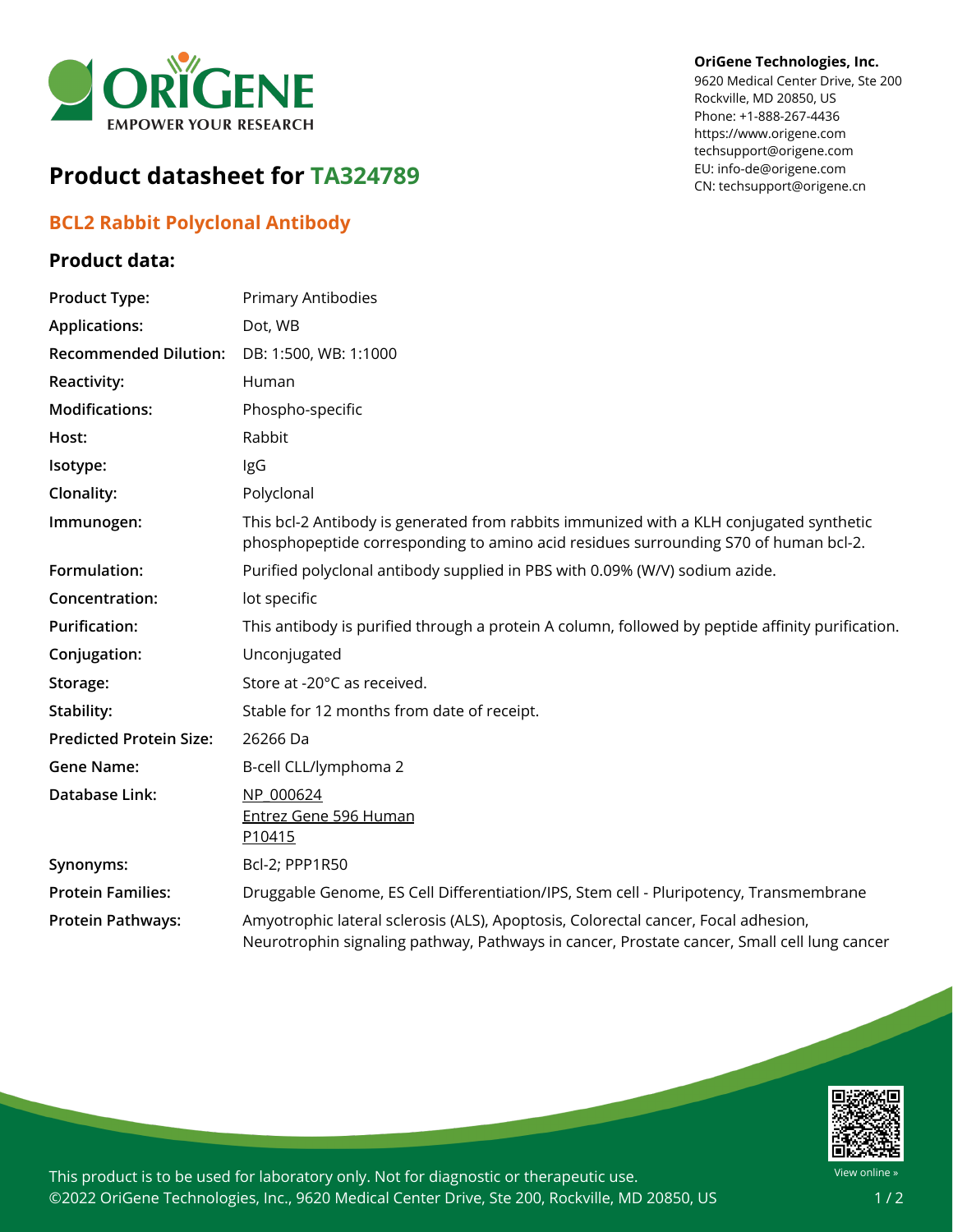OriGene Technologies, Inc.
9620 Medical Center Drive, Ste 200
Rockville, MD 20850, US
Phone: +1-888-267-4436
https://www.origene.com
techsupport@origene.com
EU: info-de@origene.com
CN: techsupport@origene.cn

# Product datasheet for TA324789

## BCL2 Rabbit Polyclonal Antibody

### Product data:

| | |
|---|---|
| **Product Type:** | Primary Antibodies |
| **Applications:** | Dot, WB |
| **Recommended Dilution:** | DB: 1:500, WB: 1:1000 |
| **Reactivity:** | Human |
| **Modifications:** | Phospho-specific |
| **Host:** | Rabbit |
| **Isotype:** | IgG |
| **Clonality:** | Polyclonal |
| **Immunogen:** | This bcl-2 Antibody is generated from rabbits immunized with a KLH conjugated synthetic phosphopeptide corresponding to amino acid residues surrounding S70 of human bcl-2. |
| **Formulation:** | Purified polyclonal antibody supplied in PBS with 0.09% (W/V) sodium azide. |
| **Concentration:** | lot specific |
| **Purification:** | This antibody is purified through a protein A column, followed by peptide affinity purification. |
| **Conjugation:** | Unconjugated |
| **Storage:** | Store at -20°C as received. |
| **Stability:** | Stable for 12 months from date of receipt. |
| **Predicted Protein Size:** | 26266 Da |
| **Gene Name:** | B-cell CLL/lymphoma 2 |
| **Database Link:** | NP_000624<br>Entrez Gene 596 Human<br>P10415 |
| **Synonyms:** | Bcl-2; PPP1R50 |
| **Protein Families:** | Druggable Genome, ES Cell Differentiation/IPS, Stem cell - Pluripotency, Transmembrane |
| **Protein Pathways:** | Amyotrophic lateral sclerosis (ALS), Apoptosis, Colorectal cancer, Focal adhesion, Neurotrophin signaling pathway, Pathways in cancer, Prostate cancer, Small cell lung cancer |

This product is to be used for laboratory only. Not for diagnostic or therapeutic use.
©2022 OriGene Technologies, Inc., 9620 Medical Center Drive, Ste 200, Rockville, MD 20850, US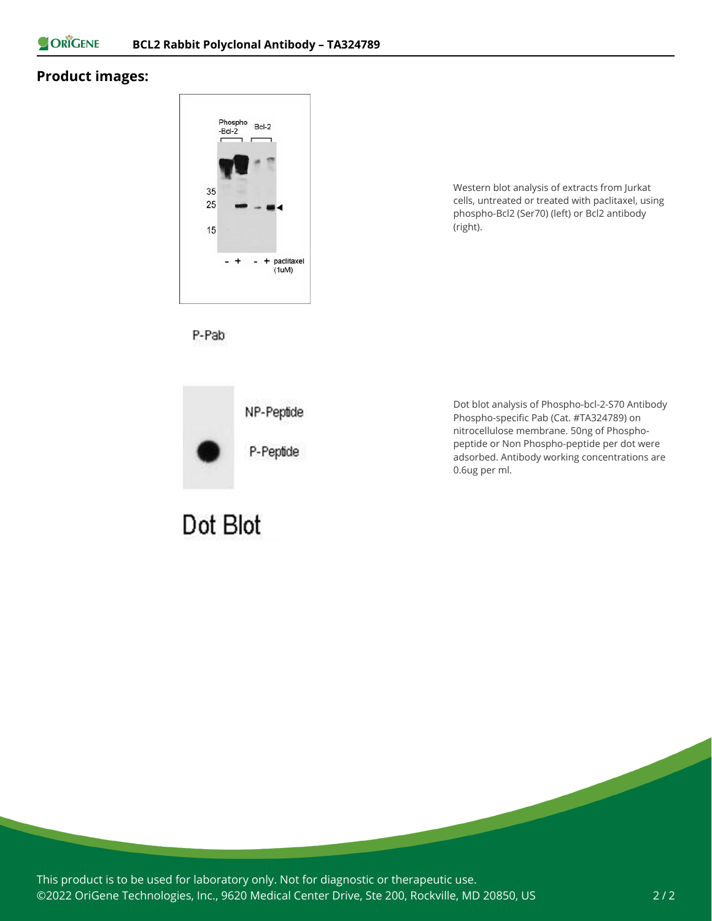## Product images:

Phospho -Bcl-2
Bcl-2
35
25
15
- + - + paclitaxel (1uM)

Western blot analysis of extracts from Jurkat cells, untreated or treated with paclitaxel, using phospho-Bcl2 (Ser70) (left) or Bcl2 antibody (right).

P-Pab
NP-Peptide
P-Peptide
Dot Blot

Dot blot analysis of Phospho-bcl-2-S70 Antibody Phospho-specific Pab (Cat. #TA324789) on nitrocellulose membrane. 50ng of Phospho-peptide or Non Phospho-peptide per dot were adsorbed. Antibody working concentrations are 0.6ug per ml.